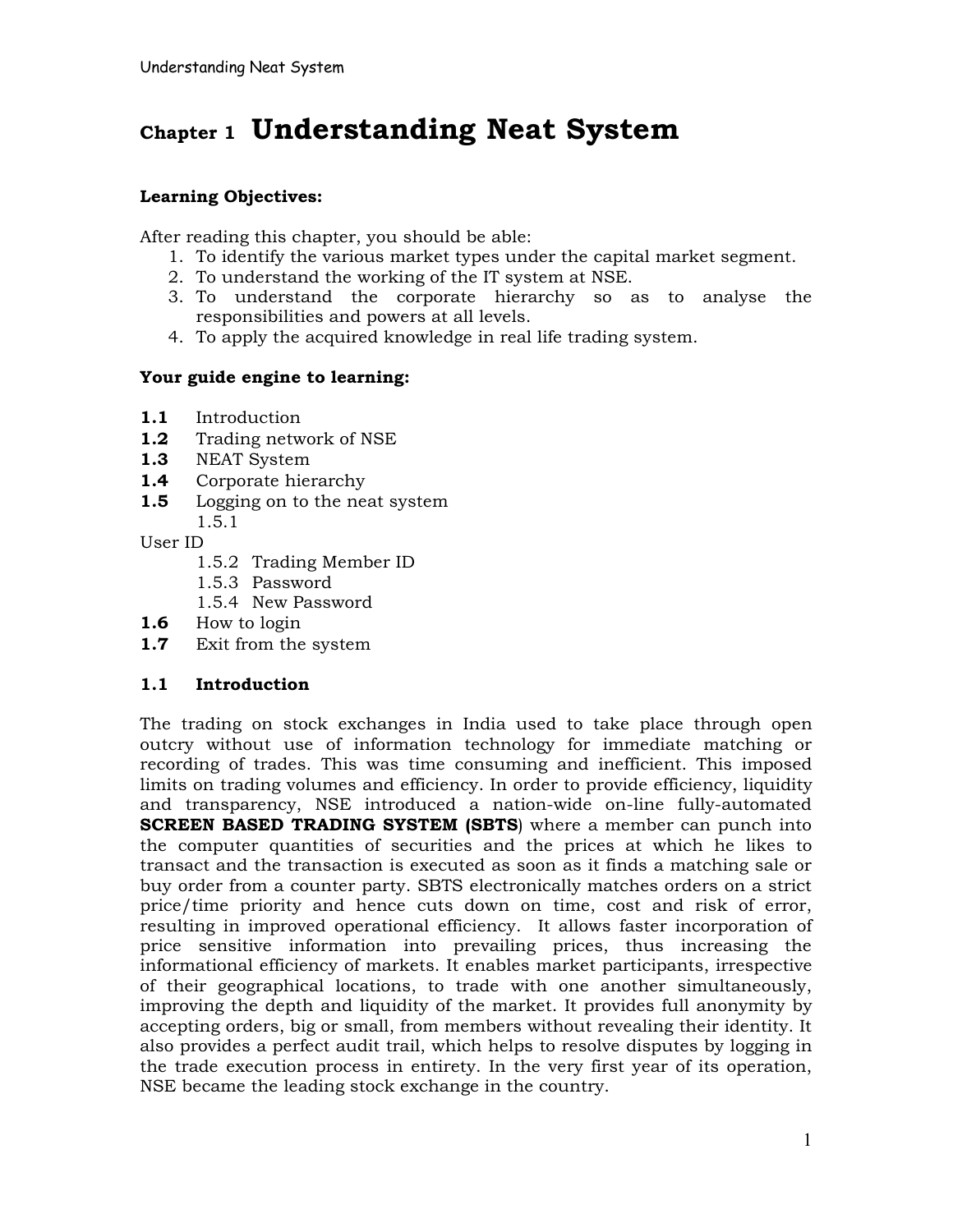# Chapter 1 Understanding Neat System

**Learning Objectives:**

After reading this chapter, you should be able:

1. To identify the various market types under the capital market segment.
2. To understand the working of the IT system at NSE.
3. To understand the corporate hierarchy so as to analyse the responsibilities and powers at all levels.
4. To apply the acquired knowledge in real life trading system.

**Your guide engine to learning:**

**1.1** Introduction
**1.2** Trading network of NSE
**1.3** NEAT System
**1.4** Corporate hierarchy
**1.5** Logging on to the neat system
  1.5.1 User ID
  1.5.2 Trading Member ID
  1.5.3 Password
  1.5.4 New Password
**1.6** How to login
**1.7** Exit from the system

## 1.1 Introduction

The trading on stock exchanges in India used to take place through open outcry without use of information technology for immediate matching or recording of trades. This was time consuming and inefficient. This imposed limits on trading volumes and efficiency. In order to provide efficiency, liquidity and transparency, NSE introduced a nation-wide on-line fully-automated **SCREEN BASED TRADING SYSTEM (SBTS**) where a member can punch into the computer quantities of securities and the prices at which he likes to transact and the transaction is executed as soon as it finds a matching sale or buy order from a counter party. SBTS electronically matches orders on a strict price/time priority and hence cuts down on time, cost and risk of error, resulting in improved operational efficiency. It allows faster incorporation of price sensitive information into prevailing prices, thus increasing the informational efficiency of markets. It enables market participants, irrespective of their geographical locations, to trade with one another simultaneously, improving the depth and liquidity of the market. It provides full anonymity by accepting orders, big or small, from members without revealing their identity. It also provides a perfect audit trail, which helps to resolve disputes by logging in the trade execution process in entirety. In the very first year of its operation, NSE became the leading stock exchange in the country.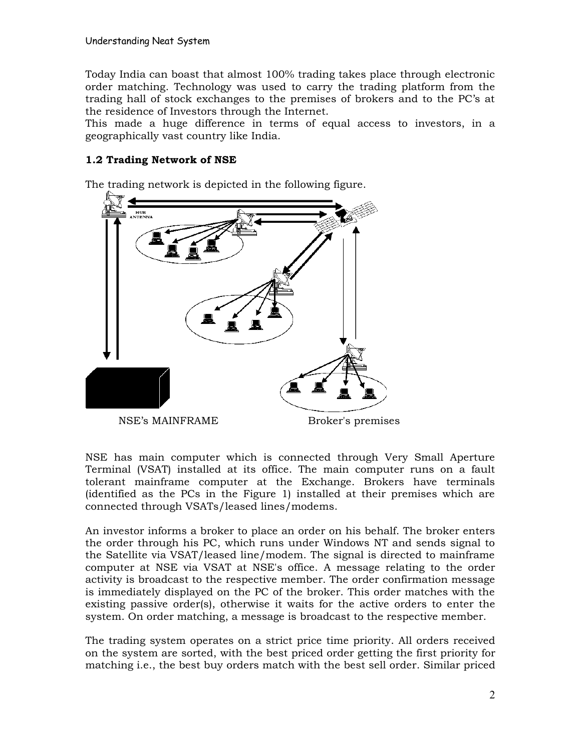Today India can boast that almost 100% trading takes place through electronic order matching. Technology was used to carry the trading platform from the trading hall of stock exchanges to the premises of brokers and to the PC's at the residence of Investors through the Internet.
This made a huge difference in terms of equal access to investors, in a geographically vast country like India.

### 1.2 Trading Network of NSE

The trading network is depicted in the following figure.

HUB ANTENNA

NSE's MAINFRAME　　　　Broker's premises

NSE has main computer which is connected through Very Small Aperture Terminal (VSAT) installed at its office. The main computer runs on a fault tolerant mainframe computer at the Exchange. Brokers have terminals (identified as the PCs in the Figure 1) installed at their premises which are connected through VSATs/leased lines/modems.

An investor informs a broker to place an order on his behalf. The broker enters the order through his PC, which runs under Windows NT and sends signal to the Satellite via VSAT/leased line/modem. The signal is directed to mainframe computer at NSE via VSAT at NSE's office. A message relating to the order activity is broadcast to the respective member. The order confirmation message is immediately displayed on the PC of the broker. This order matches with the existing passive order(s), otherwise it waits for the active orders to enter the system. On order matching, a message is broadcast to the respective member.

The trading system operates on a strict price time priority. All orders received on the system are sorted, with the best priced order getting the first priority for matching i.e., the best buy orders match with the best sell order. Similar priced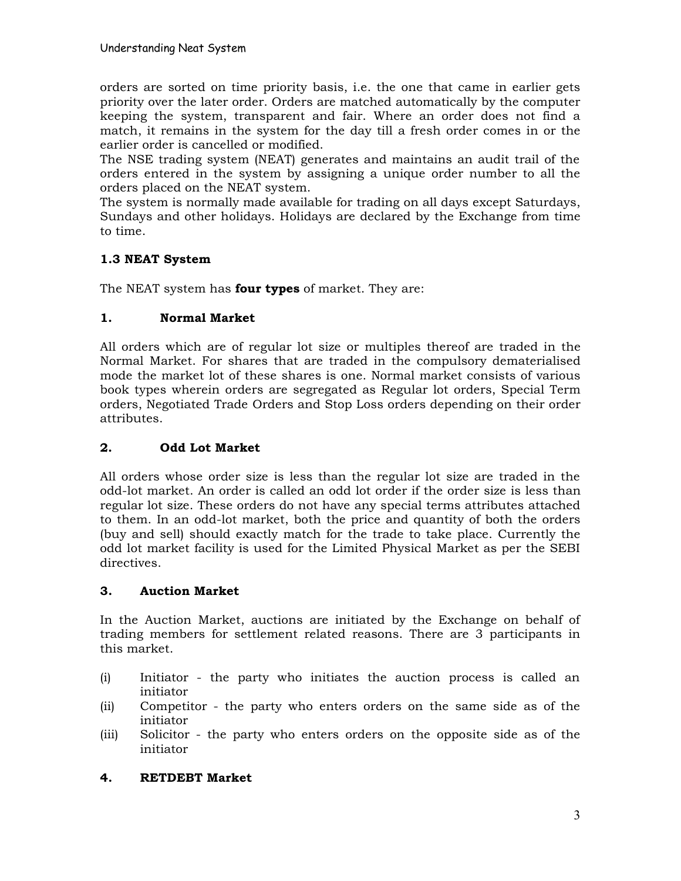orders are sorted on time priority basis, i.e. the one that came in earlier gets priority over the later order. Orders are matched automatically by the computer keeping the system, transparent and fair. Where an order does not find a match, it remains in the system for the day till a fresh order comes in or the earlier order is cancelled or modified.
The NSE trading system (NEAT) generates and maintains an audit trail of the orders entered in the system by assigning a unique order number to all the orders placed on the NEAT system.
The system is normally made available for trading on all days except Saturdays, Sundays and other holidays. Holidays are declared by the Exchange from time to time.

### 1.3 NEAT System

The NEAT system has **four types** of market. They are:

#### 1. Normal Market

All orders which are of regular lot size or multiples thereof are traded in the Normal Market. For shares that are traded in the compulsory dematerialised mode the market lot of these shares is one. Normal market consists of various book types wherein orders are segregated as Regular lot orders, Special Term orders, Negotiated Trade Orders and Stop Loss orders depending on their order attributes.

#### 2. Odd Lot Market

All orders whose order size is less than the regular lot size are traded in the odd-lot market. An order is called an odd lot order if the order size is less than regular lot size. These orders do not have any special terms attributes attached to them. In an odd-lot market, both the price and quantity of both the orders (buy and sell) should exactly match for the trade to take place. Currently the odd lot market facility is used for the Limited Physical Market as per the SEBI directives.

#### 3. Auction Market

In the Auction Market, auctions are initiated by the Exchange on behalf of trading members for settlement related reasons. There are 3 participants in this market.

(i) Initiator - the party who initiates the auction process is called an initiator
(ii) Competitor - the party who enters orders on the same side as of the initiator
(iii) Solicitor - the party who enters orders on the opposite side as of the initiator

#### 4. RETDEBT Market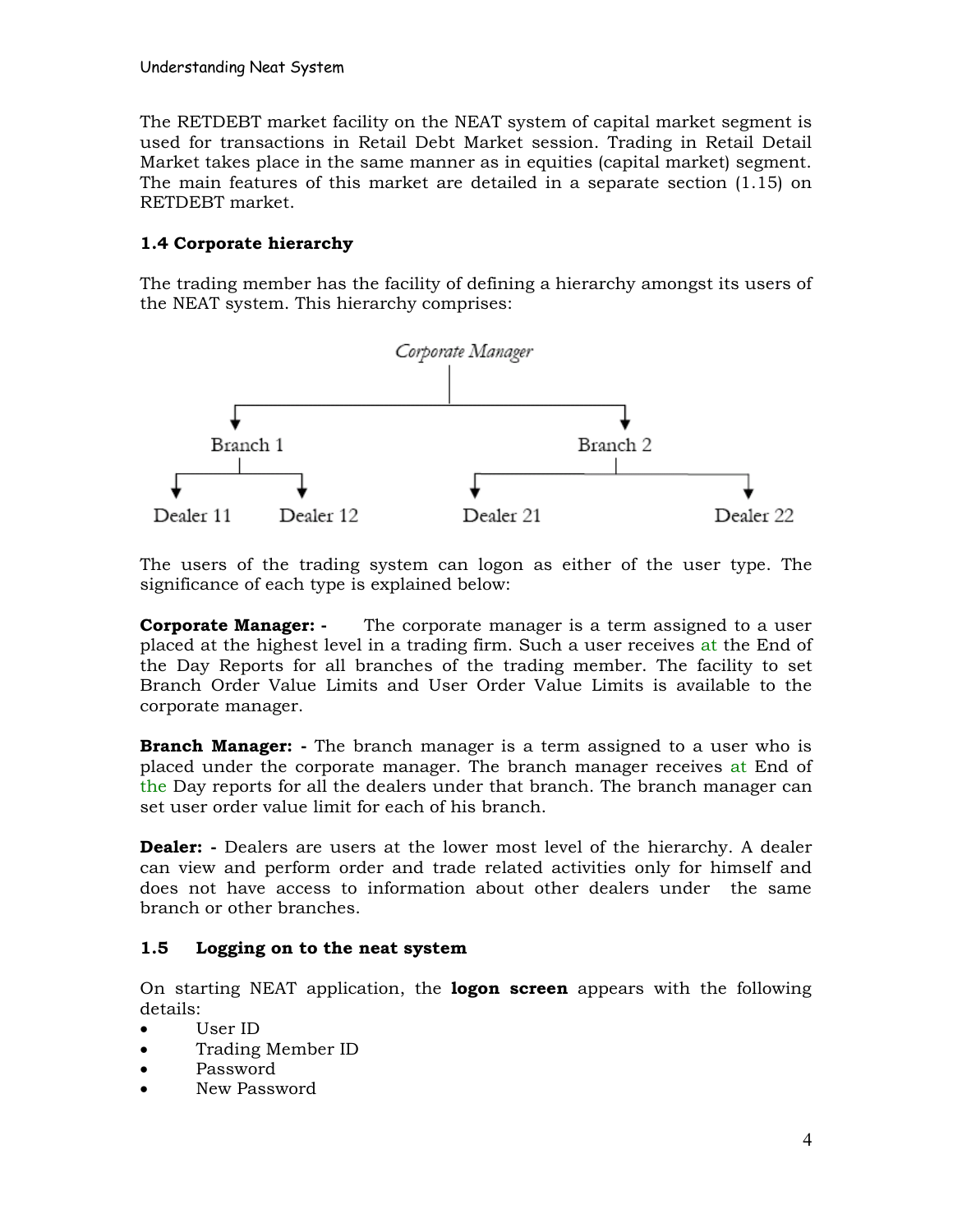The RETDEBT market facility on the NEAT system of capital market segment is used for transactions in Retail Debt Market session. Trading in Retail Detail Market takes place in the same manner as in equities (capital market) segment. The main features of this market are detailed in a separate section (1.15) on RETDEBT market.

### 1.4 Corporate hierarchy

The trading member has the facility of defining a hierarchy amongst its users of the NEAT system. This hierarchy comprises:

```
                    Corporate Manager
                           |
          +----------------+----------------+
          |                                 |
       Branch 1                          Branch 2
          |                                 |
     +----+----+                  +---------+---------+
     |         |                  |                   |
 Dealer 11  Dealer 12         Dealer 21           Dealer 22
```

The users of the trading system can logon as either of the user type. The significance of each type is explained below:

**Corporate Manager: -** The corporate manager is a term assigned to a user placed at the highest level in a trading firm. Such a user receives at the End of the Day Reports for all branches of the trading member. The facility to set Branch Order Value Limits and User Order Value Limits is available to the corporate manager.

**Branch Manager: -** The branch manager is a term assigned to a user who is placed under the corporate manager. The branch manager receives at End of the Day reports for all the dealers under that branch. The branch manager can set user order value limit for each of his branch.

**Dealer: -** Dealers are users at the lower most level of the hierarchy. A dealer can view and perform order and trade related activities only for himself and does not have access to information about other dealers under the same branch or other branches.

### 1.5 Logging on to the neat system

On starting NEAT application, the **logon screen** appears with the following details:

- User ID
- Trading Member ID
- Password
- New Password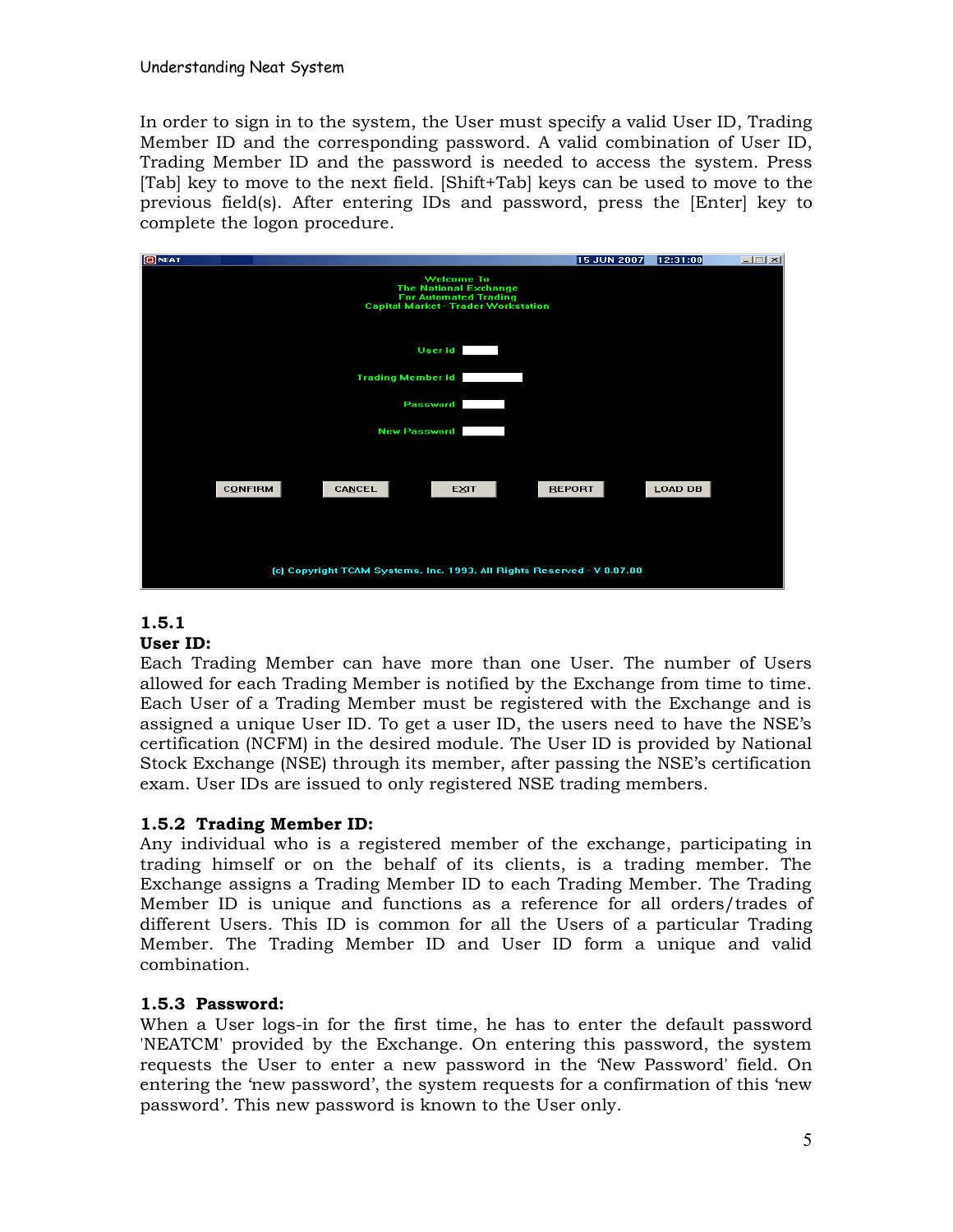In order to sign in to the system, the User must specify a valid User ID, Trading Member ID and the corresponding password. A valid combination of User ID, Trading Member ID and the password is needed to access the system. Press [Tab] key to move to the next field. [Shift+Tab] keys can be used to move to the previous field(s). After entering IDs and password, press the [Enter] key to complete the logon procedure.

### 1.5.1 User ID:

Each Trading Member can have more than one User. The number of Users allowed for each Trading Member is notified by the Exchange from time to time. Each User of a Trading Member must be registered with the Exchange and is assigned a unique User ID. To get a user ID, the users need to have the NSE's certification (NCFM) in the desired module. The User ID is provided by National Stock Exchange (NSE) through its member, after passing the NSE's certification exam. User IDs are issued to only registered NSE trading members.

### 1.5.2 Trading Member ID:

Any individual who is a registered member of the exchange, participating in trading himself or on the behalf of its clients, is a trading member. The Exchange assigns a Trading Member ID to each Trading Member. The Trading Member ID is unique and functions as a reference for all orders/trades of different Users. This ID is common for all the Users of a particular Trading Member. The Trading Member ID and User ID form a unique and valid combination.

### 1.5.3 Password:

When a User logs-in for the first time, he has to enter the default password 'NEATCM' provided by the Exchange. On entering this password, the system requests the User to enter a new password in the 'New Password' field. On entering the 'new password', the system requests for a confirmation of this 'new password'. This new password is known to the User only.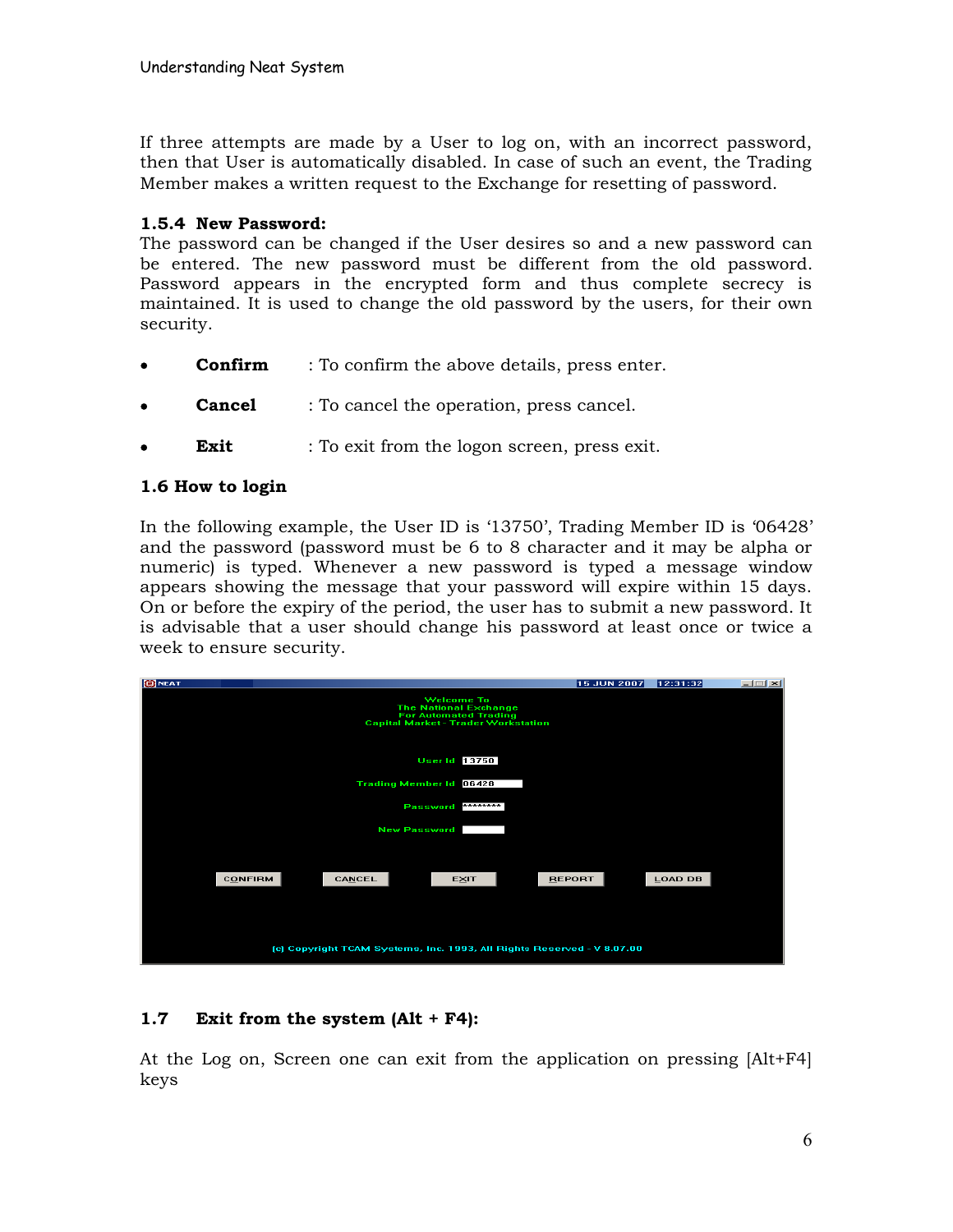If three attempts are made by a User to log on, with an incorrect password, then that User is automatically disabled. In case of such an event, the Trading Member makes a written request to the Exchange for resetting of password.

### 1.5.4 New Password:

The password can be changed if the User desires so and a new password can be entered. The new password must be different from the old password. Password appears in the encrypted form and thus complete secrecy is maintained. It is used to change the old password by the users, for their own security.

- **Confirm** : To confirm the above details, press enter.
- **Cancel** : To cancel the operation, press cancel.
- **Exit** : To exit from the logon screen, press exit.

## 1.6 How to login

In the following example, the User ID is '13750', Trading Member ID is '06428' and the password (password must be 6 to 8 character and it may be alpha or numeric) is typed. Whenever a new password is typed a message window appears showing the message that your password will expire within 15 days. On or before the expiry of the period, the user has to submit a new password. It is advisable that a user should change his password at least once or twice a week to ensure security.

## 1.7 Exit from the system (Alt + F4):

At the Log on, Screen one can exit from the application on pressing [Alt+F4] keys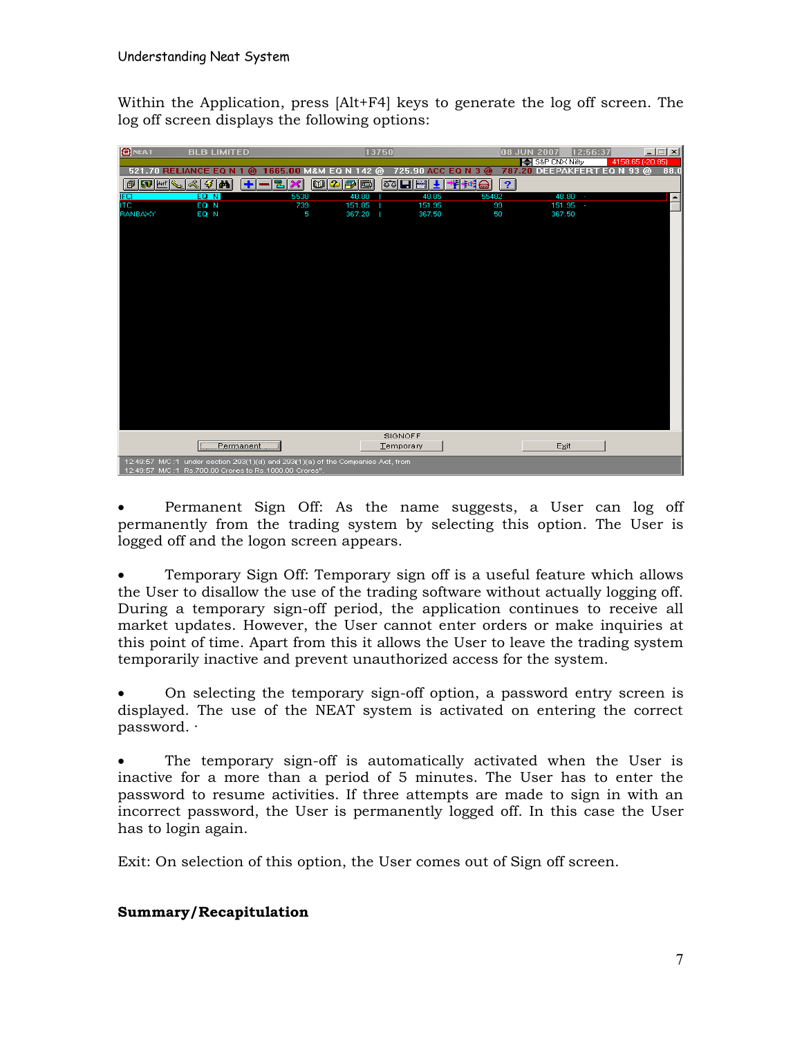Within the Application, press [Alt+F4] keys to generate the log off screen. The log off screen displays the following options:

- Permanent Sign Off: As the name suggests, a User can log off permanently from the trading system by selecting this option. The User is logged off and the logon screen appears.

- Temporary Sign Off: Temporary sign off is a useful feature which allows the User to disallow the use of the trading software without actually logging off. During a temporary sign-off period, the application continues to receive all market updates. However, the User cannot enter orders or make inquiries at this point of time. Apart from this it allows the User to leave the trading system temporarily inactive and prevent unauthorized access for the system.

- On selecting the temporary sign-off option, a password entry screen is displayed. The use of the NEAT system is activated on entering the correct password. ·

- The temporary sign-off is automatically activated when the User is inactive for a more than a period of 5 minutes. The User has to enter the password to resume activities. If three attempts are made to sign in with an incorrect password, the User is permanently logged off. In this case the User has to login again.

Exit: On selection of this option, the User comes out of Sign off screen.

**Summary/Recapitulation**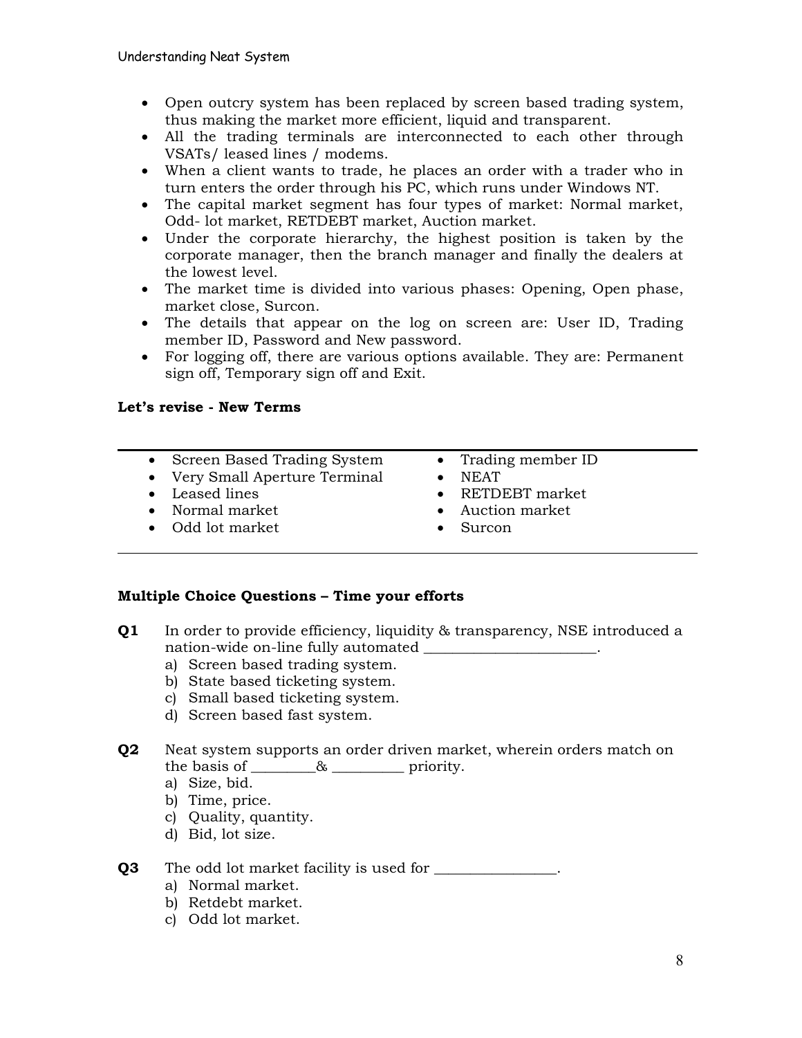- Open outcry system has been replaced by screen based trading system, thus making the market more efficient, liquid and transparent.
- All the trading terminals are interconnected to each other through VSATs/ leased lines / modems.
- When a client wants to trade, he places an order with a trader who in turn enters the order through his PC, which runs under Windows NT.
- The capital market segment has four types of market: Normal market, Odd- lot market, RETDEBT market, Auction market.
- Under the corporate hierarchy, the highest position is taken by the corporate manager, then the branch manager and finally the dealers at the lowest level.
- The market time is divided into various phases: Opening, Open phase, market close, Surcon.
- The details that appear on the log on screen are: User ID, Trading member ID, Password and New password.
- For logging off, there are various options available. They are: Permanent sign off, Temporary sign off and Exit.

**Let's revise - New Terms**

- Screen Based Trading System
- Very Small Aperture Terminal
- Leased lines
- Normal market
- Odd lot market
- Trading member ID
- NEAT
- RETDEBT market
- Auction market
- Surcon

**Multiple Choice Questions – Time your efforts**

**Q1** In order to provide efficiency, liquidity & transparency, NSE introduced a nation-wide on-line fully automated ______________________.

a) Screen based trading system.
b) State based ticketing system.
c) Small based ticketing system.
d) Screen based fast system.

**Q2** Neat system supports an order driven market, wherein orders match on the basis of ________& _________ priority.

a) Size, bid.
b) Time, price.
c) Quality, quantity.
d) Bid, lot size.

**Q3** The odd lot market facility is used for ________________.

a) Normal market.
b) Retdebt market.
c) Odd lot market.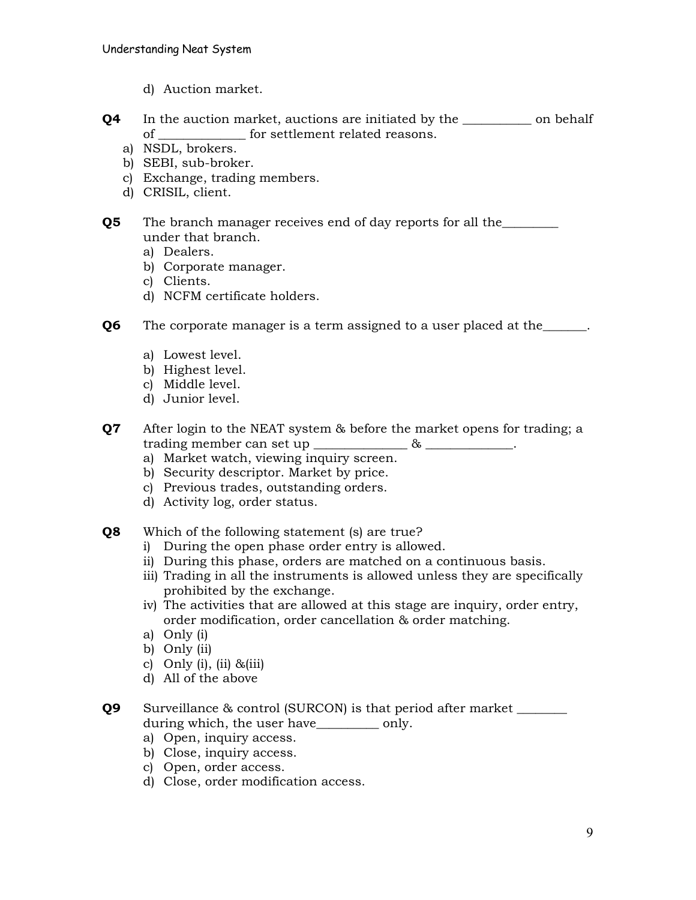d) Auction market.

**Q4** In the auction market, auctions are initiated by the ___________ on behalf of _____________ for settlement related reasons.

a) NSDL, brokers.
b) SEBI, sub-broker.
c) Exchange, trading members.
d) CRISIL, client.

**Q5** The branch manager receives end of day reports for all the_________ under that branch.

a) Dealers.
b) Corporate manager.
c) Clients.
d) NCFM certificate holders.

**Q6** The corporate manager is a term assigned to a user placed at the_______.

a) Lowest level.
b) Highest level.
c) Middle level.
d) Junior level.

**Q7** After login to the NEAT system & before the market opens for trading; a trading member can set up ______________ & _____________.

a) Market watch, viewing inquiry screen.
b) Security descriptor. Market by price.
c) Previous trades, outstanding orders.
d) Activity log, order status.

**Q8** Which of the following statement (s) are true?

i) During the open phase order entry is allowed.
ii) During this phase, orders are matched on a continuous basis.
iii) Trading in all the instruments is allowed unless they are specifically prohibited by the exchange.
iv) The activities that are allowed at this stage are inquiry, order entry, order modification, order cancellation & order matching.

a) Only (i)
b) Only (ii)
c) Only (i), (ii) &(iii)
d) All of the above

**Q9** Surveillance & control (SURCON) is that period after market ________ during which, the user have__________ only.

a) Open, inquiry access.
b) Close, inquiry access.
c) Open, order access.
d) Close, order modification access.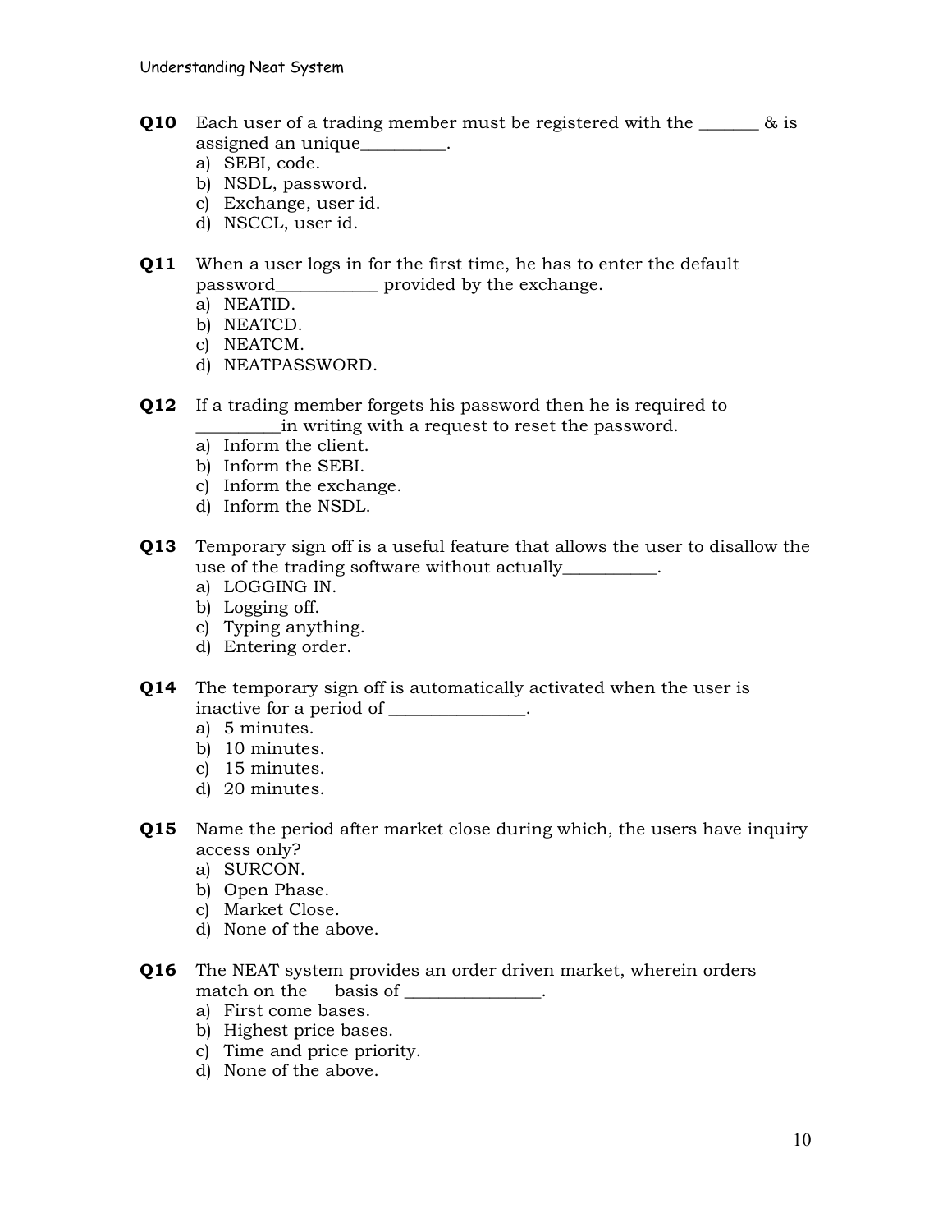**Q10** Each user of a trading member must be registered with the _______ & is assigned an unique__________.

a) SEBI, code.
b) NSDL, password.
c) Exchange, user id.
d) NSCCL, user id.

**Q11** When a user logs in for the first time, he has to enter the default password____________ provided by the exchange.

a) NEATID.
b) NEATCD.
c) NEATCM.
d) NEATPASSWORD.

**Q12** If a trading member forgets his password then he is required to __________in writing with a request to reset the password.

a) Inform the client.
b) Inform the SEBI.
c) Inform the exchange.
d) Inform the NSDL.

**Q13** Temporary sign off is a useful feature that allows the user to disallow the use of the trading software without actually___________.

a) LOGGING IN.
b) Logging off.
c) Typing anything.
d) Entering order.

**Q14** The temporary sign off is automatically activated when the user is inactive for a period of ________________.

a) 5 minutes.
b) 10 minutes.
c) 15 minutes.
d) 20 minutes.

**Q15** Name the period after market close during which, the users have inquiry access only?

a) SURCON.
b) Open Phase.
c) Market Close.
d) None of the above.

**Q16** The NEAT system provides an order driven market, wherein orders match on the basis of ________________.

a) First come bases.
b) Highest price bases.
c) Time and price priority.
d) None of the above.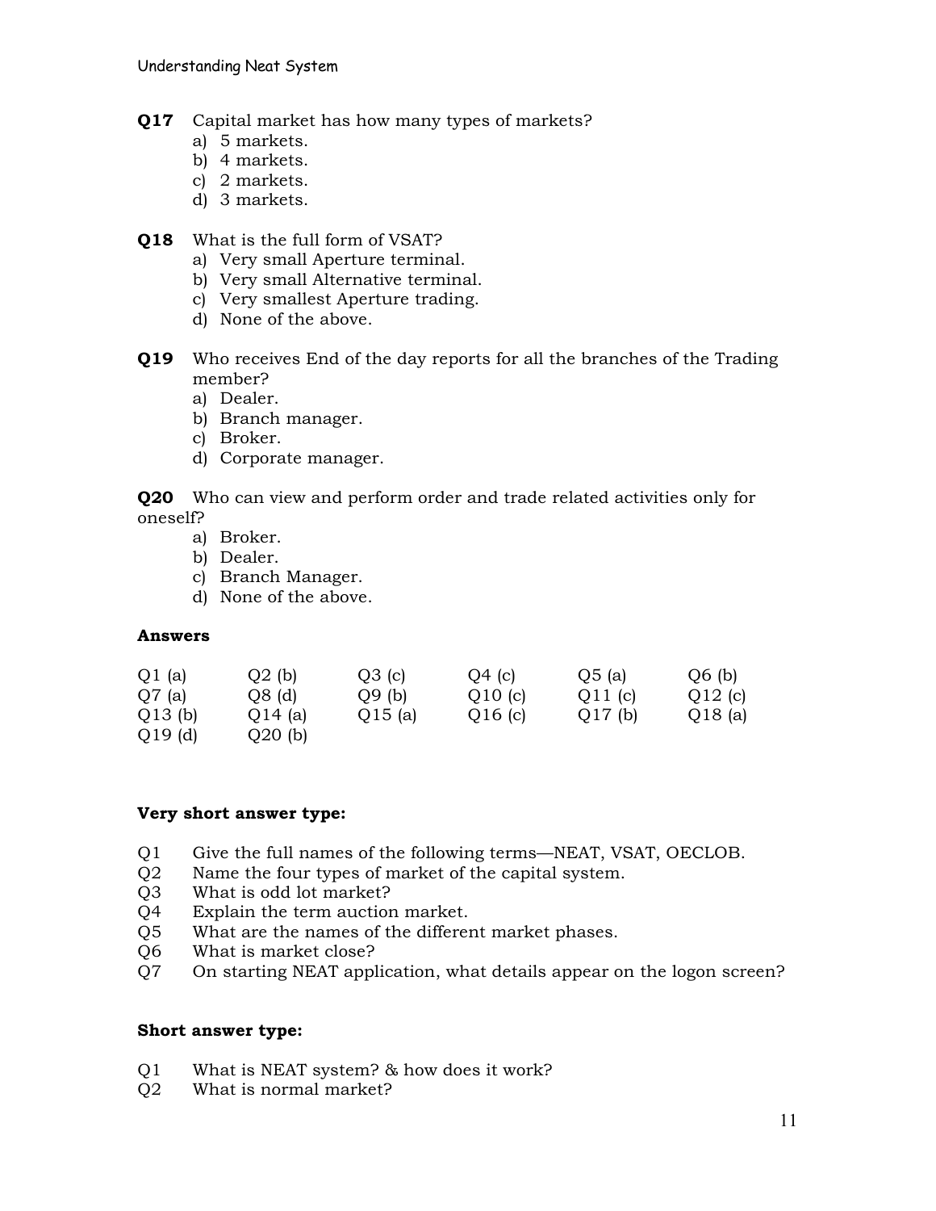**Q17** Capital market has how many types of markets?

a) 5 markets.
b) 4 markets.
c) 2 markets.
d) 3 markets.

**Q18** What is the full form of VSAT?

a) Very small Aperture terminal.
b) Very small Alternative terminal.
c) Very smallest Aperture trading.
d) None of the above.

**Q19** Who receives End of the day reports for all the branches of the Trading member?

a) Dealer.
b) Branch manager.
c) Broker.
d) Corporate manager.

**Q20** Who can view and perform order and trade related activities only for oneself?

a) Broker.
b) Dealer.
c) Branch Manager.
d) None of the above.

**Answers**

| | | | | | |
|---|---|---|---|---|---|
| Q1 (a) | Q2 (b) | Q3 (c) | Q4 (c) | Q5 (a) | Q6 (b) |
| Q7 (a) | Q8 (d) | Q9 (b) | Q10 (c) | Q11 (c) | Q12 (c) |
| Q13 (b) | Q14 (a) | Q15 (a) | Q16 (c) | Q17 (b) | Q18 (a) |
| Q19 (d) | Q20 (b) | | | | |

**Very short answer type:**

Q1 Give the full names of the following terms—NEAT, VSAT, OECLOB.
Q2 Name the four types of market of the capital system.
Q3 What is odd lot market?
Q4 Explain the term auction market.
Q5 What are the names of the different market phases.
Q6 What is market close?
Q7 On starting NEAT application, what details appear on the logon screen?

**Short answer type:**

Q1 What is NEAT system? & how does it work?
Q2 What is normal market?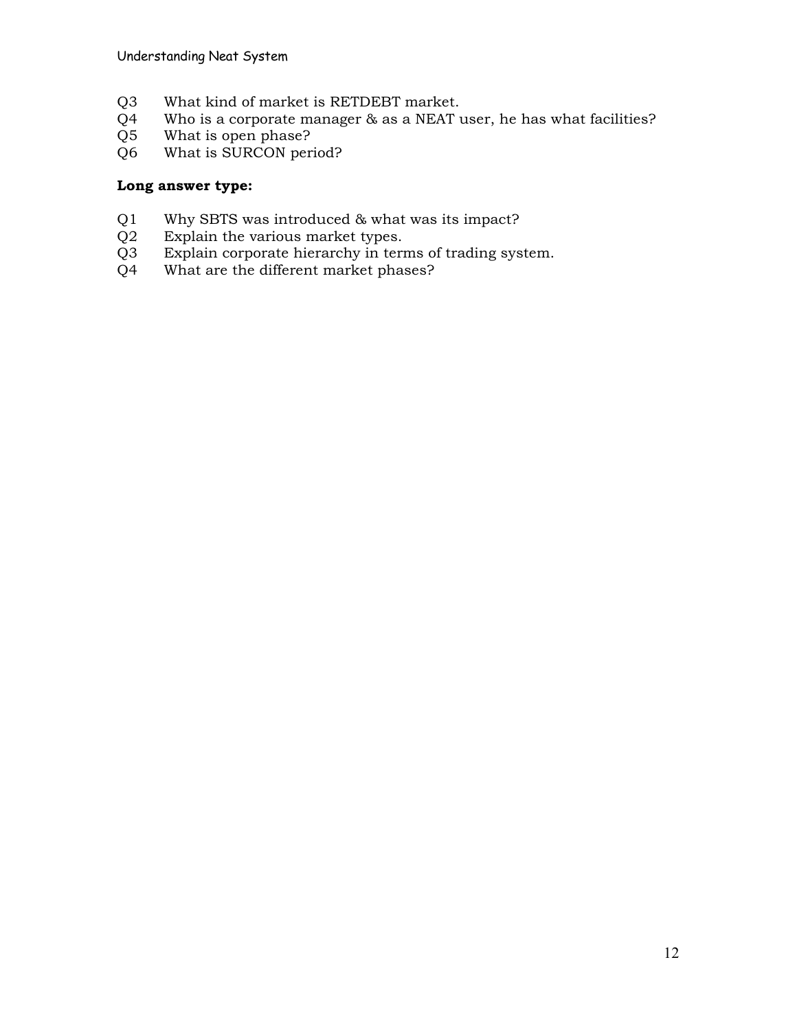Q3 What kind of market is RETDEBT market.

Q4 Who is a corporate manager & as a NEAT user, he has what facilities?

Q5 What is open phase?

Q6 What is SURCON period?

**Long answer type:**

Q1 Why SBTS was introduced & what was its impact?

Q2 Explain the various market types.

Q3 Explain corporate hierarchy in terms of trading system.

Q4 What are the different market phases?